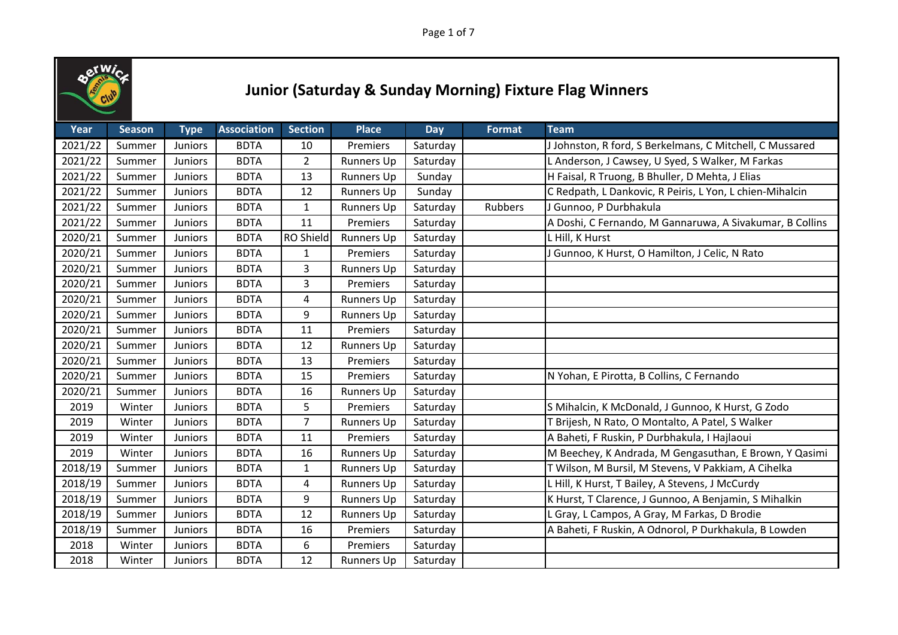# Junior (Saturday & Sunday Morning) Fixture Flag Winners

| Year | Season | Type | Association | Section | Place | Day | Format | Team |
|---|---|---|---|---|---|---|---|---|
| 2021/22 | Summer | Juniors | BDTA | 10 | Premiers | Saturday | | J Johnston, R ford, S Berkelmans, C Mitchell, C Mussared |
| 2021/22 | Summer | Juniors | BDTA | 2 | Runners Up | Saturday | | L Anderson, J Cawsey, U Syed, S Walker, M Farkas |
| 2021/22 | Summer | Juniors | BDTA | 13 | Runners Up | Sunday | | H Faisal, R Truong, B Bhuller, D Mehta, J Elias |
| 2021/22 | Summer | Juniors | BDTA | 12 | Runners Up | Sunday | | C Redpath, L Dankovic, R Peiris, L Yon, L chien-Mihalcin |
| 2021/22 | Summer | Juniors | BDTA | 1 | Runners Up | Saturday | Rubbers | J Gunnoo, P Durbhakula |
| 2021/22 | Summer | Juniors | BDTA | 11 | Premiers | Saturday | | A Doshi, C Fernando, M Gannaruwa, A Sivakumar, B Collins |
| 2020/21 | Summer | Juniors | BDTA | RO Shield | Runners Up | Saturday | | L Hill, K Hurst |
| 2020/21 | Summer | Juniors | BDTA | 1 | Premiers | Saturday | | J Gunnoo, K Hurst, O Hamilton, J Celic, N Rato |
| 2020/21 | Summer | Juniors | BDTA | 3 | Runners Up | Saturday | | |
| 2020/21 | Summer | Juniors | BDTA | 3 | Premiers | Saturday | | |
| 2020/21 | Summer | Juniors | BDTA | 4 | Runners Up | Saturday | | |
| 2020/21 | Summer | Juniors | BDTA | 9 | Runners Up | Saturday | | |
| 2020/21 | Summer | Juniors | BDTA | 11 | Premiers | Saturday | | |
| 2020/21 | Summer | Juniors | BDTA | 12 | Runners Up | Saturday | | |
| 2020/21 | Summer | Juniors | BDTA | 13 | Premiers | Saturday | | |
| 2020/21 | Summer | Juniors | BDTA | 15 | Premiers | Saturday | | N Yohan, E Pirotta, B Collins, C Fernando |
| 2020/21 | Summer | Juniors | BDTA | 16 | Runners Up | Saturday | | |
| 2019 | Winter | Juniors | BDTA | 5 | Premiers | Saturday | | S Mihalcin, K McDonald, J Gunnoo, K Hurst, G Zodo |
| 2019 | Winter | Juniors | BDTA | 7 | Runners Up | Saturday | | T Brijesh, N Rato, O Montalto, A Patel, S Walker |
| 2019 | Winter | Juniors | BDTA | 11 | Premiers | Saturday | | A Baheti, F Ruskin, P Durbhakula, I Hajlaoui |
| 2019 | Winter | Juniors | BDTA | 16 | Runners Up | Saturday | | M Beechey, K Andrada, M Gengasuthan, E Brown, Y Qasimi |
| 2018/19 | Summer | Juniors | BDTA | 1 | Runners Up | Saturday | | T Wilson, M Bursil, M Stevens, V Pakkiam, A Cihelka |
| 2018/19 | Summer | Juniors | BDTA | 4 | Runners Up | Saturday | | L Hill, K Hurst, T Bailey, A Stevens, J McCurdy |
| 2018/19 | Summer | Juniors | BDTA | 9 | Runners Up | Saturday | | K Hurst, T Clarence, J Gunnoo, A Benjamin, S Mihalkin |
| 2018/19 | Summer | Juniors | BDTA | 12 | Runners Up | Saturday | | L Gray, L Campos, A Gray, M Farkas, D Brodie |
| 2018/19 | Summer | Juniors | BDTA | 16 | Premiers | Saturday | | A Baheti, F Ruskin, A Odnorol, P Durkhakula, B Lowden |
| 2018 | Winter | Juniors | BDTA | 6 | Premiers | Saturday | | |
| 2018 | Winter | Juniors | BDTA | 12 | Runners Up | Saturday | | |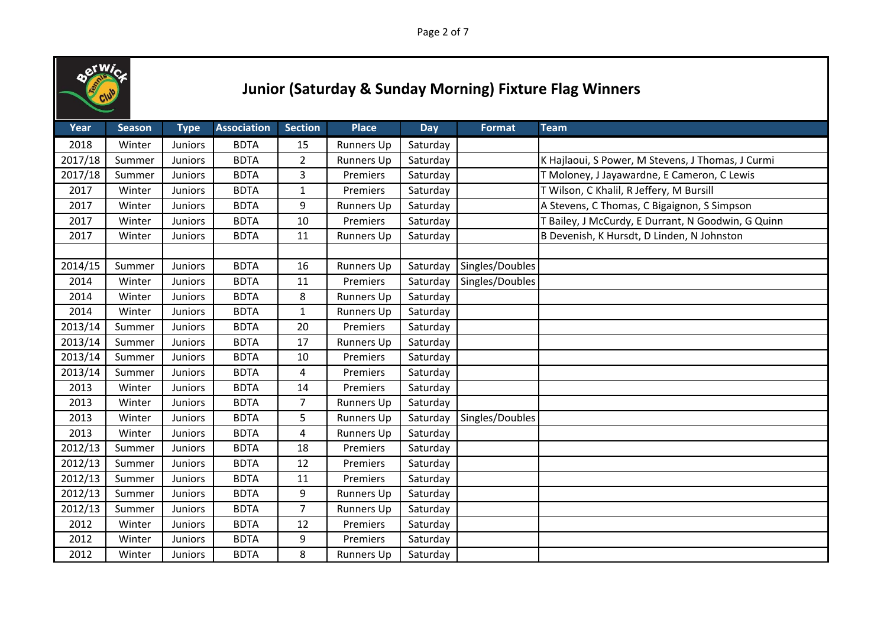# Junior (Saturday & Sunday Morning) Fixture Flag Winners

| Year | Season | Type | Association | Section | Place | Day | Format | Team |
|---|---|---|---|---|---|---|---|---|
| 2018 | Winter | Juniors | BDTA | 15 | Runners Up | Saturday | | |
| 2017/18 | Summer | Juniors | BDTA | 2 | Runners Up | Saturday | | K Hajlaoui, S Power, M Stevens, J Thomas, J Curmi |
| 2017/18 | Summer | Juniors | BDTA | 3 | Premiers | Saturday | | T Moloney, J Jayawardne, E Cameron, C Lewis |
| 2017 | Winter | Juniors | BDTA | 1 | Premiers | Saturday | | T Wilson, C Khalil, R Jeffery, M Bursill |
| 2017 | Winter | Juniors | BDTA | 9 | Runners Up | Saturday | | A Stevens, C Thomas, C Bigaignon, S Simpson |
| 2017 | Winter | Juniors | BDTA | 10 | Premiers | Saturday | | T Bailey, J McCurdy, E Durrant, N Goodwin, G Quinn |
| 2017 | Winter | Juniors | BDTA | 11 | Runners Up | Saturday | | B Devenish, K Hursdt, D Linden, N Johnston |
| | | | | | | | | |
| 2014/15 | Summer | Juniors | BDTA | 16 | Runners Up | Saturday | Singles/Doubles | |
| 2014 | Winter | Juniors | BDTA | 11 | Premiers | Saturday | Singles/Doubles | |
| 2014 | Winter | Juniors | BDTA | 8 | Runners Up | Saturday | | |
| 2014 | Winter | Juniors | BDTA | 1 | Runners Up | Saturday | | |
| 2013/14 | Summer | Juniors | BDTA | 20 | Premiers | Saturday | | |
| 2013/14 | Summer | Juniors | BDTA | 17 | Runners Up | Saturday | | |
| 2013/14 | Summer | Juniors | BDTA | 10 | Premiers | Saturday | | |
| 2013/14 | Summer | Juniors | BDTA | 4 | Premiers | Saturday | | |
| 2013 | Winter | Juniors | BDTA | 14 | Premiers | Saturday | | |
| 2013 | Winter | Juniors | BDTA | 7 | Runners Up | Saturday | | |
| 2013 | Winter | Juniors | BDTA | 5 | Runners Up | Saturday | Singles/Doubles | |
| 2013 | Winter | Juniors | BDTA | 4 | Runners Up | Saturday | | |
| 2012/13 | Summer | Juniors | BDTA | 18 | Premiers | Saturday | | |
| 2012/13 | Summer | Juniors | BDTA | 12 | Premiers | Saturday | | |
| 2012/13 | Summer | Juniors | BDTA | 11 | Premiers | Saturday | | |
| 2012/13 | Summer | Juniors | BDTA | 9 | Runners Up | Saturday | | |
| 2012/13 | Summer | Juniors | BDTA | 7 | Runners Up | Saturday | | |
| 2012 | Winter | Juniors | BDTA | 12 | Premiers | Saturday | | |
| 2012 | Winter | Juniors | BDTA | 9 | Premiers | Saturday | | |
| 2012 | Winter | Juniors | BDTA | 8 | Runners Up | Saturday | | |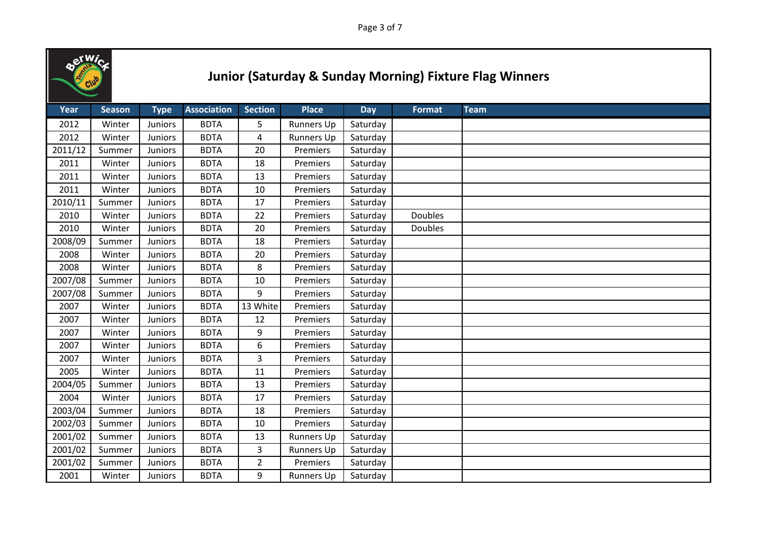# Junior (Saturday & Sunday Morning) Fixture Flag Winners

| Year | Season | Type | Association | Section | Place | Day | Format | Team |
|---|---|---|---|---|---|---|---|---|
| 2012 | Winter | Juniors | BDTA | 5 | Runners Up | Saturday | | |
| 2012 | Winter | Juniors | BDTA | 4 | Runners Up | Saturday | | |
| 2011/12 | Summer | Juniors | BDTA | 20 | Premiers | Saturday | | |
| 2011 | Winter | Juniors | BDTA | 18 | Premiers | Saturday | | |
| 2011 | Winter | Juniors | BDTA | 13 | Premiers | Saturday | | |
| 2011 | Winter | Juniors | BDTA | 10 | Premiers | Saturday | | |
| 2010/11 | Summer | Juniors | BDTA | 17 | Premiers | Saturday | | |
| 2010 | Winter | Juniors | BDTA | 22 | Premiers | Saturday | Doubles | |
| 2010 | Winter | Juniors | BDTA | 20 | Premiers | Saturday | Doubles | |
| 2008/09 | Summer | Juniors | BDTA | 18 | Premiers | Saturday | | |
| 2008 | Winter | Juniors | BDTA | 20 | Premiers | Saturday | | |
| 2008 | Winter | Juniors | BDTA | 8 | Premiers | Saturday | | |
| 2007/08 | Summer | Juniors | BDTA | 10 | Premiers | Saturday | | |
| 2007/08 | Summer | Juniors | BDTA | 9 | Premiers | Saturday | | |
| 2007 | Winter | Juniors | BDTA | 13 White | Premiers | Saturday | | |
| 2007 | Winter | Juniors | BDTA | 12 | Premiers | Saturday | | |
| 2007 | Winter | Juniors | BDTA | 9 | Premiers | Saturday | | |
| 2007 | Winter | Juniors | BDTA | 6 | Premiers | Saturday | | |
| 2007 | Winter | Juniors | BDTA | 3 | Premiers | Saturday | | |
| 2005 | Winter | Juniors | BDTA | 11 | Premiers | Saturday | | |
| 2004/05 | Summer | Juniors | BDTA | 13 | Premiers | Saturday | | |
| 2004 | Winter | Juniors | BDTA | 17 | Premiers | Saturday | | |
| 2003/04 | Summer | Juniors | BDTA | 18 | Premiers | Saturday | | |
| 2002/03 | Summer | Juniors | BDTA | 10 | Premiers | Saturday | | |
| 2001/02 | Summer | Juniors | BDTA | 13 | Runners Up | Saturday | | |
| 2001/02 | Summer | Juniors | BDTA | 3 | Runners Up | Saturday | | |
| 2001/02 | Summer | Juniors | BDTA | 2 | Premiers | Saturday | | |
| 2001 | Winter | Juniors | BDTA | 9 | Runners Up | Saturday | | |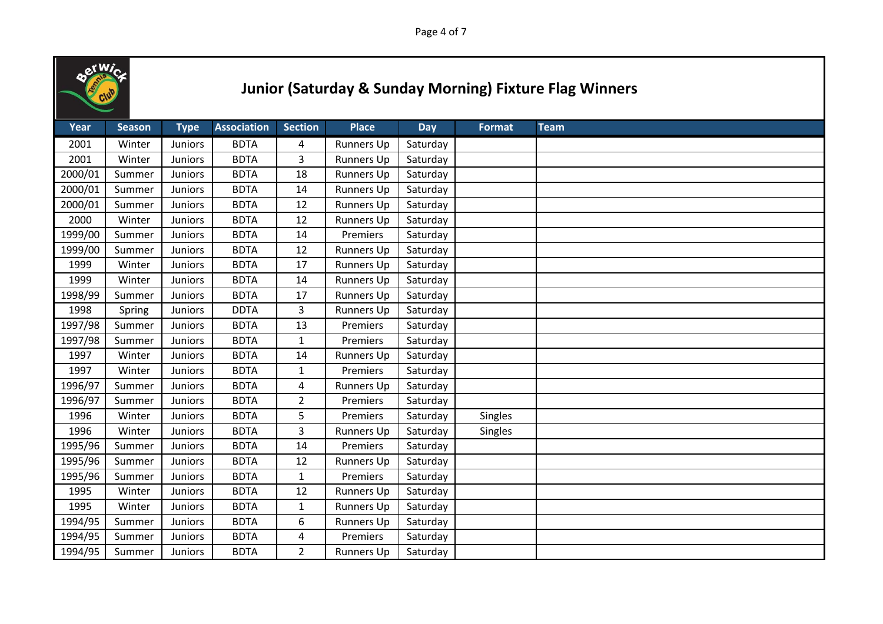# Junior (Saturday & Sunday Morning) Fixture Flag Winners

| Year | Season | Type | Association | Section | Place | Day | Format | Team |
|---|---|---|---|---|---|---|---|---|
| 2001 | Winter | Juniors | BDTA | 4 | Runners Up | Saturday | | |
| 2001 | Winter | Juniors | BDTA | 3 | Runners Up | Saturday | | |
| 2000/01 | Summer | Juniors | BDTA | 18 | Runners Up | Saturday | | |
| 2000/01 | Summer | Juniors | BDTA | 14 | Runners Up | Saturday | | |
| 2000/01 | Summer | Juniors | BDTA | 12 | Runners Up | Saturday | | |
| 2000 | Winter | Juniors | BDTA | 12 | Runners Up | Saturday | | |
| 1999/00 | Summer | Juniors | BDTA | 14 | Premiers | Saturday | | |
| 1999/00 | Summer | Juniors | BDTA | 12 | Runners Up | Saturday | | |
| 1999 | Winter | Juniors | BDTA | 17 | Runners Up | Saturday | | |
| 1999 | Winter | Juniors | BDTA | 14 | Runners Up | Saturday | | |
| 1998/99 | Summer | Juniors | BDTA | 17 | Runners Up | Saturday | | |
| 1998 | Spring | Juniors | DDTA | 3 | Runners Up | Saturday | | |
| 1997/98 | Summer | Juniors | BDTA | 13 | Premiers | Saturday | | |
| 1997/98 | Summer | Juniors | BDTA | 1 | Premiers | Saturday | | |
| 1997 | Winter | Juniors | BDTA | 14 | Runners Up | Saturday | | |
| 1997 | Winter | Juniors | BDTA | 1 | Premiers | Saturday | | |
| 1996/97 | Summer | Juniors | BDTA | 4 | Runners Up | Saturday | | |
| 1996/97 | Summer | Juniors | BDTA | 2 | Premiers | Saturday | | |
| 1996 | Winter | Juniors | BDTA | 5 | Premiers | Saturday | Singles | |
| 1996 | Winter | Juniors | BDTA | 3 | Runners Up | Saturday | Singles | |
| 1995/96 | Summer | Juniors | BDTA | 14 | Premiers | Saturday | | |
| 1995/96 | Summer | Juniors | BDTA | 12 | Runners Up | Saturday | | |
| 1995/96 | Summer | Juniors | BDTA | 1 | Premiers | Saturday | | |
| 1995 | Winter | Juniors | BDTA | 12 | Runners Up | Saturday | | |
| 1995 | Winter | Juniors | BDTA | 1 | Runners Up | Saturday | | |
| 1994/95 | Summer | Juniors | BDTA | 6 | Runners Up | Saturday | | |
| 1994/95 | Summer | Juniors | BDTA | 4 | Premiers | Saturday | | |
| 1994/95 | Summer | Juniors | BDTA | 2 | Runners Up | Saturday | | |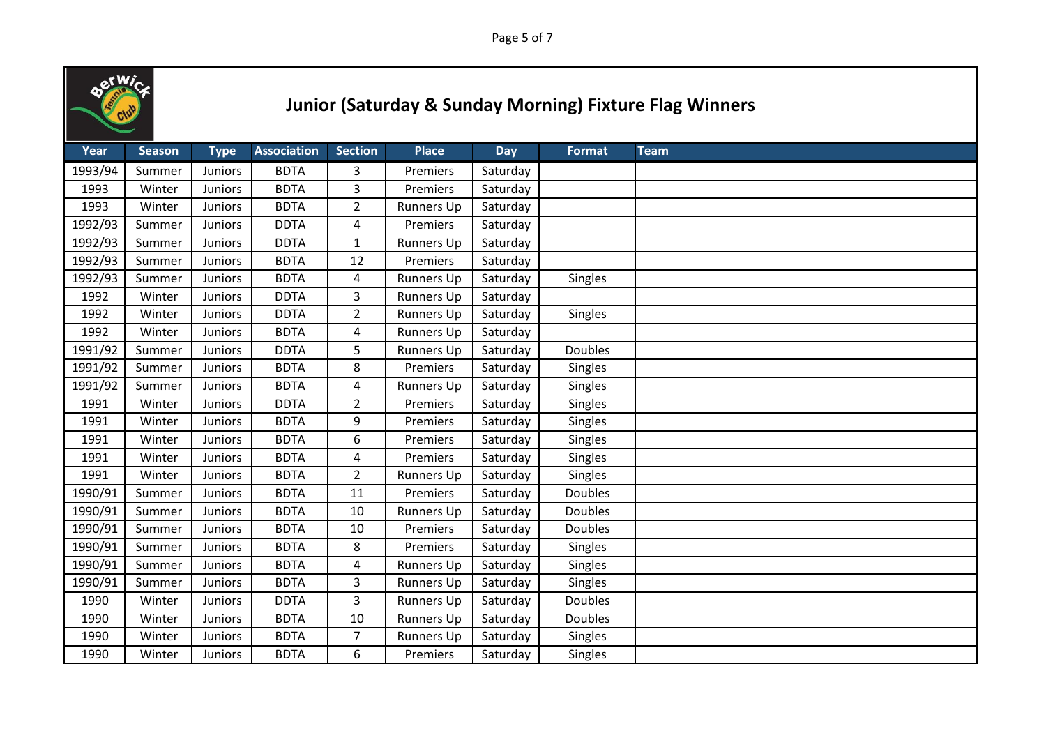# Junior (Saturday & Sunday Morning) Fixture Flag Winners

| Year | Season | Type | Association | Section | Place | Day | Format | Team |
|---|---|---|---|---|---|---|---|---|
| 1993/94 | Summer | Juniors | BDTA | 3 | Premiers | Saturday | | |
| 1993 | Winter | Juniors | BDTA | 3 | Premiers | Saturday | | |
| 1993 | Winter | Juniors | BDTA | 2 | Runners Up | Saturday | | |
| 1992/93 | Summer | Juniors | DDTA | 4 | Premiers | Saturday | | |
| 1992/93 | Summer | Juniors | DDTA | 1 | Runners Up | Saturday | | |
| 1992/93 | Summer | Juniors | BDTA | 12 | Premiers | Saturday | | |
| 1992/93 | Summer | Juniors | BDTA | 4 | Runners Up | Saturday | Singles | |
| 1992 | Winter | Juniors | DDTA | 3 | Runners Up | Saturday | | |
| 1992 | Winter | Juniors | DDTA | 2 | Runners Up | Saturday | Singles | |
| 1992 | Winter | Juniors | BDTA | 4 | Runners Up | Saturday | | |
| 1991/92 | Summer | Juniors | DDTA | 5 | Runners Up | Saturday | Doubles | |
| 1991/92 | Summer | Juniors | BDTA | 8 | Premiers | Saturday | Singles | |
| 1991/92 | Summer | Juniors | BDTA | 4 | Runners Up | Saturday | Singles | |
| 1991 | Winter | Juniors | DDTA | 2 | Premiers | Saturday | Singles | |
| 1991 | Winter | Juniors | BDTA | 9 | Premiers | Saturday | Singles | |
| 1991 | Winter | Juniors | BDTA | 6 | Premiers | Saturday | Singles | |
| 1991 | Winter | Juniors | BDTA | 4 | Premiers | Saturday | Singles | |
| 1991 | Winter | Juniors | BDTA | 2 | Runners Up | Saturday | Singles | |
| 1990/91 | Summer | Juniors | BDTA | 11 | Premiers | Saturday | Doubles | |
| 1990/91 | Summer | Juniors | BDTA | 10 | Runners Up | Saturday | Doubles | |
| 1990/91 | Summer | Juniors | BDTA | 10 | Premiers | Saturday | Doubles | |
| 1990/91 | Summer | Juniors | BDTA | 8 | Premiers | Saturday | Singles | |
| 1990/91 | Summer | Juniors | BDTA | 4 | Runners Up | Saturday | Singles | |
| 1990/91 | Summer | Juniors | BDTA | 3 | Runners Up | Saturday | Singles | |
| 1990 | Winter | Juniors | DDTA | 3 | Runners Up | Saturday | Doubles | |
| 1990 | Winter | Juniors | BDTA | 10 | Runners Up | Saturday | Doubles | |
| 1990 | Winter | Juniors | BDTA | 7 | Runners Up | Saturday | Singles | |
| 1990 | Winter | Juniors | BDTA | 6 | Premiers | Saturday | Singles | |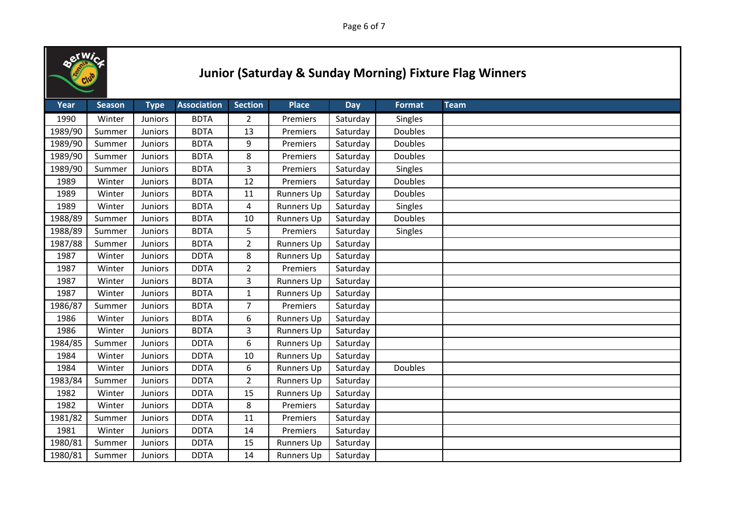# Junior (Saturday & Sunday Morning) Fixture Flag Winners

| Year | Season | Type | Association | Section | Place | Day | Format | Team |
|---|---|---|---|---|---|---|---|---|
| 1990 | Winter | Juniors | BDTA | 2 | Premiers | Saturday | Singles | |
| 1989/90 | Summer | Juniors | BDTA | 13 | Premiers | Saturday | Doubles | |
| 1989/90 | Summer | Juniors | BDTA | 9 | Premiers | Saturday | Doubles | |
| 1989/90 | Summer | Juniors | BDTA | 8 | Premiers | Saturday | Doubles | |
| 1989/90 | Summer | Juniors | BDTA | 3 | Premiers | Saturday | Singles | |
| 1989 | Winter | Juniors | BDTA | 12 | Premiers | Saturday | Doubles | |
| 1989 | Winter | Juniors | BDTA | 11 | Runners Up | Saturday | Doubles | |
| 1989 | Winter | Juniors | BDTA | 4 | Runners Up | Saturday | Singles | |
| 1988/89 | Summer | Juniors | BDTA | 10 | Runners Up | Saturday | Doubles | |
| 1988/89 | Summer | Juniors | BDTA | 5 | Premiers | Saturday | Singles | |
| 1987/88 | Summer | Juniors | BDTA | 2 | Runners Up | Saturday | | |
| 1987 | Winter | Juniors | DDTA | 8 | Runners Up | Saturday | | |
| 1987 | Winter | Juniors | DDTA | 2 | Premiers | Saturday | | |
| 1987 | Winter | Juniors | BDTA | 3 | Runners Up | Saturday | | |
| 1987 | Winter | Juniors | BDTA | 1 | Runners Up | Saturday | | |
| 1986/87 | Summer | Juniors | BDTA | 7 | Premiers | Saturday | | |
| 1986 | Winter | Juniors | BDTA | 6 | Runners Up | Saturday | | |
| 1986 | Winter | Juniors | BDTA | 3 | Runners Up | Saturday | | |
| 1984/85 | Summer | Juniors | DDTA | 6 | Runners Up | Saturday | | |
| 1984 | Winter | Juniors | DDTA | 10 | Runners Up | Saturday | | |
| 1984 | Winter | Juniors | DDTA | 6 | Runners Up | Saturday | Doubles | |
| 1983/84 | Summer | Juniors | DDTA | 2 | Runners Up | Saturday | | |
| 1982 | Winter | Juniors | DDTA | 15 | Runners Up | Saturday | | |
| 1982 | Winter | Juniors | DDTA | 8 | Premiers | Saturday | | |
| 1981/82 | Summer | Juniors | DDTA | 11 | Premiers | Saturday | | |
| 1981 | Winter | Juniors | DDTA | 14 | Premiers | Saturday | | |
| 1980/81 | Summer | Juniors | DDTA | 15 | Runners Up | Saturday | | |
| 1980/81 | Summer | Juniors | DDTA | 14 | Runners Up | Saturday | | |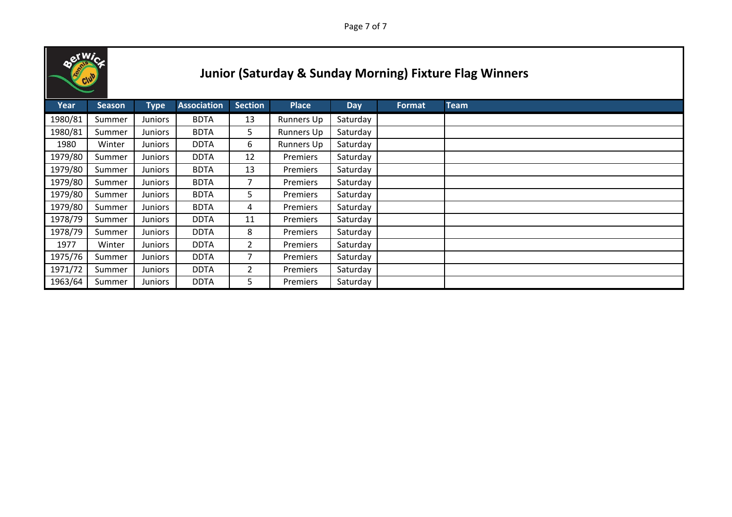# Junior (Saturday & Sunday Morning) Fixture Flag Winners

| Year | Season | Type | Association | Section | Place | Day | Format | Team |
|---|---|---|---|---|---|---|---|---|
| 1980/81 | Summer | Juniors | BDTA | 13 | Runners Up | Saturday | | |
| 1980/81 | Summer | Juniors | BDTA | 5 | Runners Up | Saturday | | |
| 1980 | Winter | Juniors | DDTA | 6 | Runners Up | Saturday | | |
| 1979/80 | Summer | Juniors | DDTA | 12 | Premiers | Saturday | | |
| 1979/80 | Summer | Juniors | BDTA | 13 | Premiers | Saturday | | |
| 1979/80 | Summer | Juniors | BDTA | 7 | Premiers | Saturday | | |
| 1979/80 | Summer | Juniors | BDTA | 5 | Premiers | Saturday | | |
| 1979/80 | Summer | Juniors | BDTA | 4 | Premiers | Saturday | | |
| 1978/79 | Summer | Juniors | DDTA | 11 | Premiers | Saturday | | |
| 1978/79 | Summer | Juniors | DDTA | 8 | Premiers | Saturday | | |
| 1977 | Winter | Juniors | DDTA | 2 | Premiers | Saturday | | |
| 1975/76 | Summer | Juniors | DDTA | 7 | Premiers | Saturday | | |
| 1971/72 | Summer | Juniors | DDTA | 2 | Premiers | Saturday | | |
| 1963/64 | Summer | Juniors | DDTA | 5 | Premiers | Saturday | | |